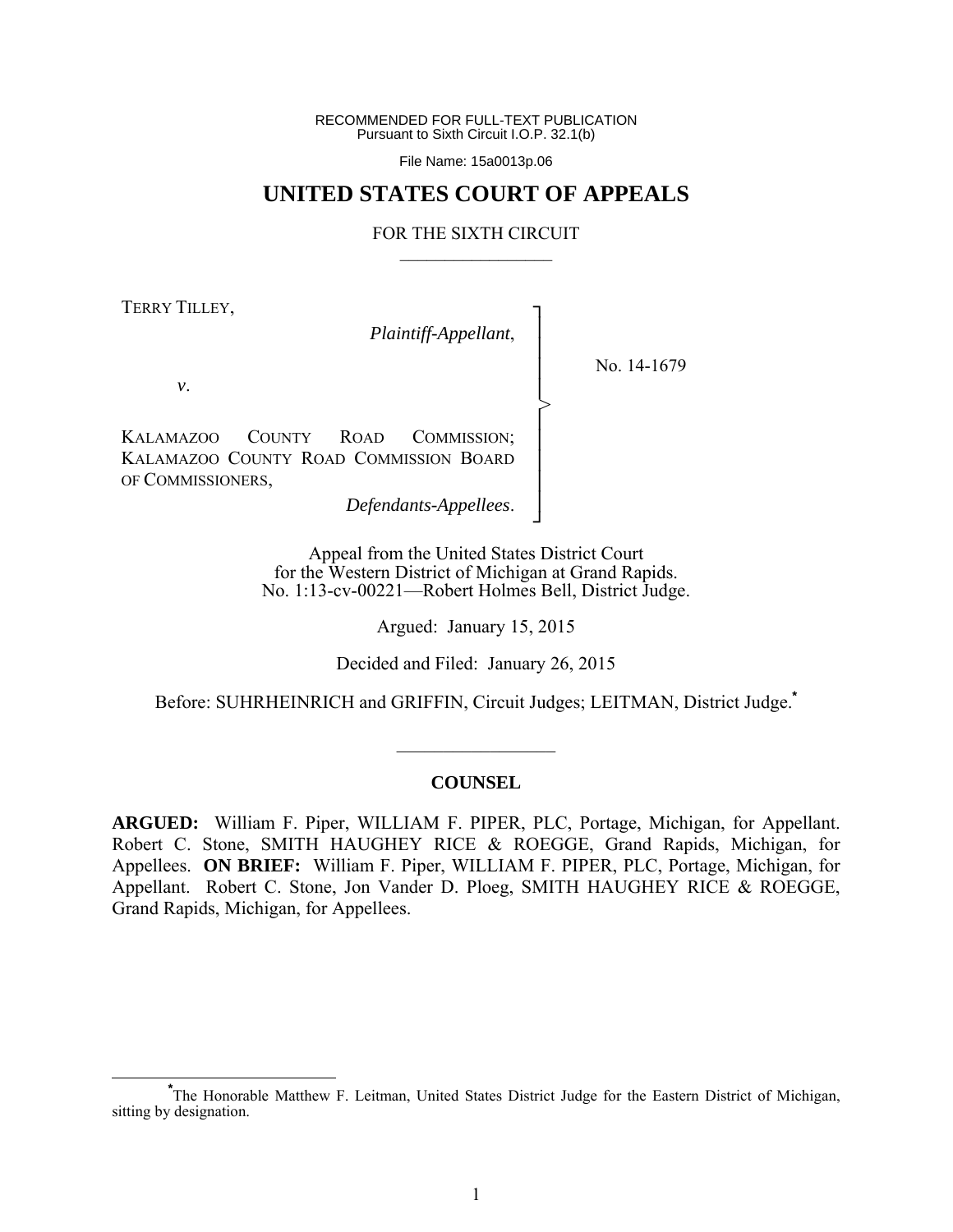RECOMMENDED FOR FULL-TEXT PUBLICATION
Pursuant to Sixth Circuit I.O.P. 32.1(b)

File Name: 15a0013p.06

# UNITED STATES COURT OF APPEALS

FOR THE SIXTH CIRCUIT

---

TERRY TILLEY,

*Plaintiff-Appellant*,

*v*.

KALAMAZOO COUNTY ROAD COMMISSION; KALAMAZOO COUNTY ROAD COMMISSION BOARD OF COMMISSIONERS,

*Defendants-Appellees*.

No. 14-1679

Appeal from the United States District Court
for the Western District of Michigan at Grand Rapids.
No. 1:13-cv-00221—Robert Holmes Bell, District Judge.

Argued: January 15, 2015

Decided and Filed: January 26, 2015

Before: SUHRHEINRICH and GRIFFIN, Circuit Judges; LEITMAN, District Judge.*

---

## COUNSEL

**ARGUED:** William F. Piper, WILLIAM F. PIPER, PLC, Portage, Michigan, for Appellant. Robert C. Stone, SMITH HAUGHEY RICE & ROEGGE, Grand Rapids, Michigan, for Appellees. **ON BRIEF:** William F. Piper, WILLIAM F. PIPER, PLC, Portage, Michigan, for Appellant. Robert C. Stone, Jon Vander D. Ploeg, SMITH HAUGHEY RICE & ROEGGE, Grand Rapids, Michigan, for Appellees.

---

*The Honorable Matthew F. Leitman, United States District Judge for the Eastern District of Michigan, sitting by designation.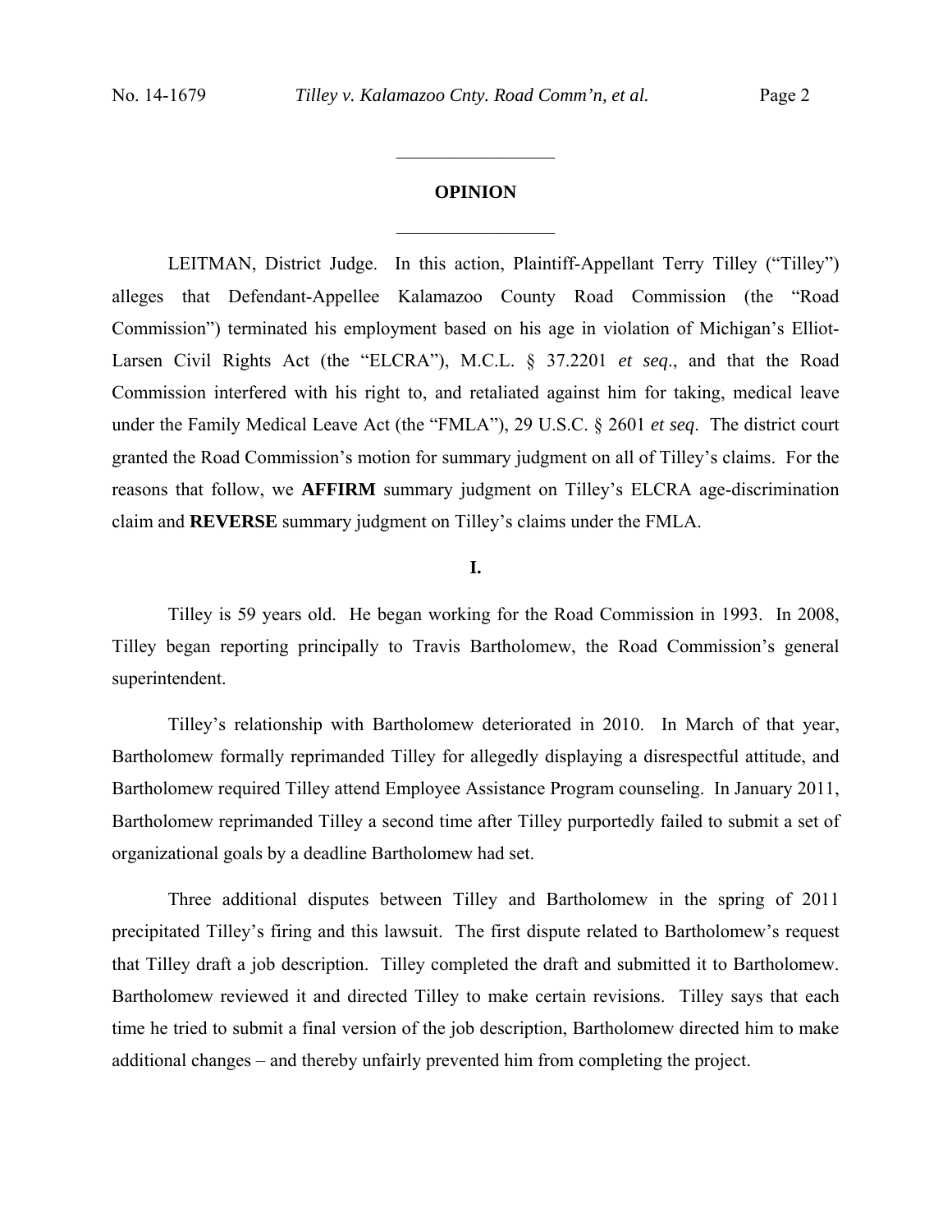## OPINION

LEITMAN, District Judge. In this action, Plaintiff-Appellant Terry Tilley ("Tilley") alleges that Defendant-Appellee Kalamazoo County Road Commission (the "Road Commission") terminated his employment based on his age in violation of Michigan's Elliot-Larsen Civil Rights Act (the "ELCRA"), M.C.L. § 37.2201 *et seq*., and that the Road Commission interfered with his right to, and retaliated against him for taking, medical leave under the Family Medical Leave Act (the "FMLA"), 29 U.S.C. § 2601 *et seq*. The district court granted the Road Commission's motion for summary judgment on all of Tilley's claims. For the reasons that follow, we **AFFIRM** summary judgment on Tilley's ELCRA age-discrimination claim and **REVERSE** summary judgment on Tilley's claims under the FMLA.

### I.

Tilley is 59 years old. He began working for the Road Commission in 1993. In 2008, Tilley began reporting principally to Travis Bartholomew, the Road Commission's general superintendent.

Tilley's relationship with Bartholomew deteriorated in 2010. In March of that year, Bartholomew formally reprimanded Tilley for allegedly displaying a disrespectful attitude, and Bartholomew required Tilley attend Employee Assistance Program counseling. In January 2011, Bartholomew reprimanded Tilley a second time after Tilley purportedly failed to submit a set of organizational goals by a deadline Bartholomew had set.

Three additional disputes between Tilley and Bartholomew in the spring of 2011 precipitated Tilley's firing and this lawsuit. The first dispute related to Bartholomew's request that Tilley draft a job description. Tilley completed the draft and submitted it to Bartholomew. Bartholomew reviewed it and directed Tilley to make certain revisions. Tilley says that each time he tried to submit a final version of the job description, Bartholomew directed him to make additional changes – and thereby unfairly prevented him from completing the project.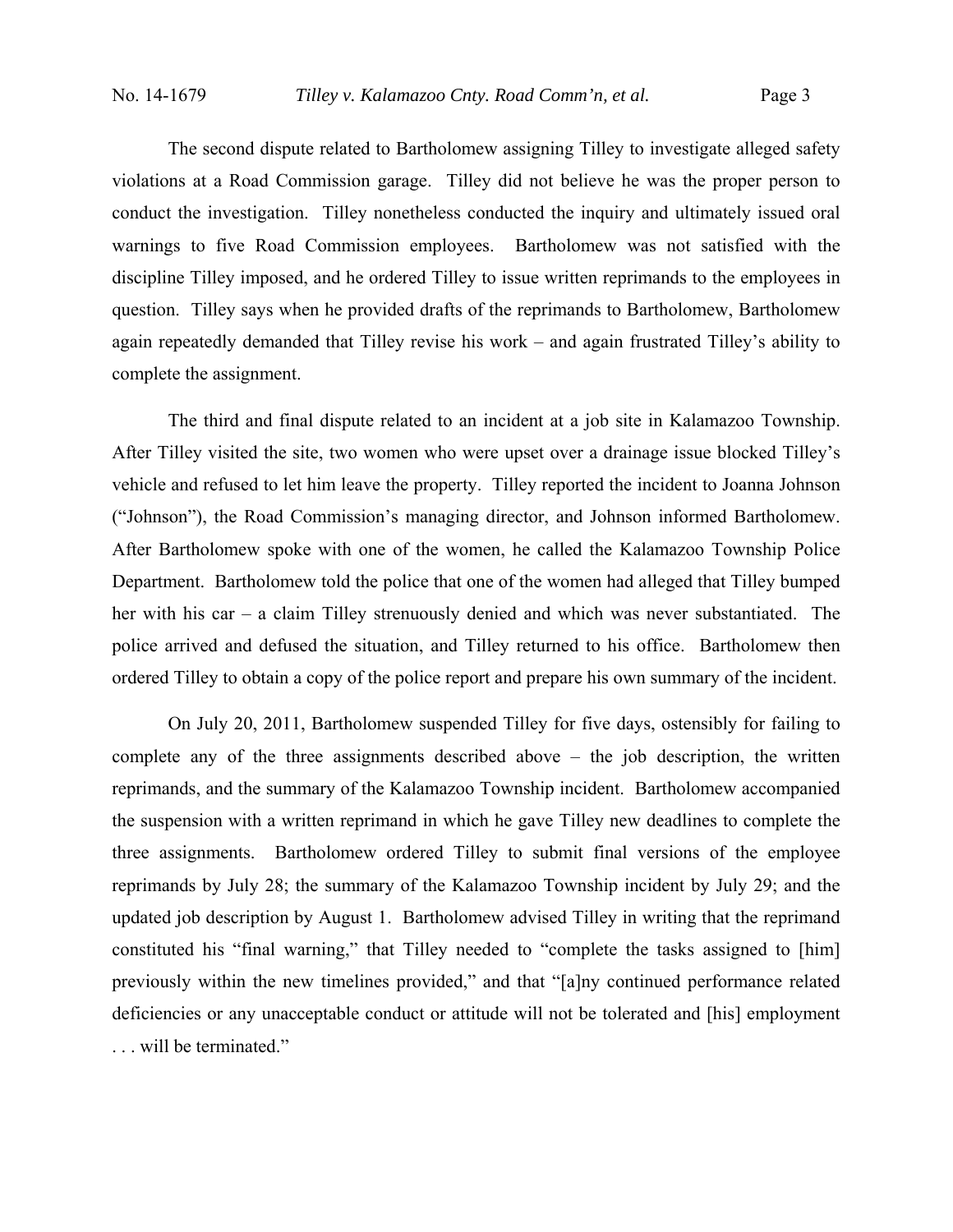The second dispute related to Bartholomew assigning Tilley to investigate alleged safety violations at a Road Commission garage. Tilley did not believe he was the proper person to conduct the investigation. Tilley nonetheless conducted the inquiry and ultimately issued oral warnings to five Road Commission employees. Bartholomew was not satisfied with the discipline Tilley imposed, and he ordered Tilley to issue written reprimands to the employees in question. Tilley says when he provided drafts of the reprimands to Bartholomew, Bartholomew again repeatedly demanded that Tilley revise his work – and again frustrated Tilley's ability to complete the assignment.

The third and final dispute related to an incident at a job site in Kalamazoo Township. After Tilley visited the site, two women who were upset over a drainage issue blocked Tilley's vehicle and refused to let him leave the property. Tilley reported the incident to Joanna Johnson ("Johnson"), the Road Commission's managing director, and Johnson informed Bartholomew. After Bartholomew spoke with one of the women, he called the Kalamazoo Township Police Department. Bartholomew told the police that one of the women had alleged that Tilley bumped her with his car – a claim Tilley strenuously denied and which was never substantiated. The police arrived and defused the situation, and Tilley returned to his office. Bartholomew then ordered Tilley to obtain a copy of the police report and prepare his own summary of the incident.

On July 20, 2011, Bartholomew suspended Tilley for five days, ostensibly for failing to complete any of the three assignments described above – the job description, the written reprimands, and the summary of the Kalamazoo Township incident. Bartholomew accompanied the suspension with a written reprimand in which he gave Tilley new deadlines to complete the three assignments. Bartholomew ordered Tilley to submit final versions of the employee reprimands by July 28; the summary of the Kalamazoo Township incident by July 29; and the updated job description by August 1. Bartholomew advised Tilley in writing that the reprimand constituted his "final warning," that Tilley needed to "complete the tasks assigned to [him] previously within the new timelines provided," and that "[a]ny continued performance related deficiencies or any unacceptable conduct or attitude will not be tolerated and [his] employment . . . will be terminated."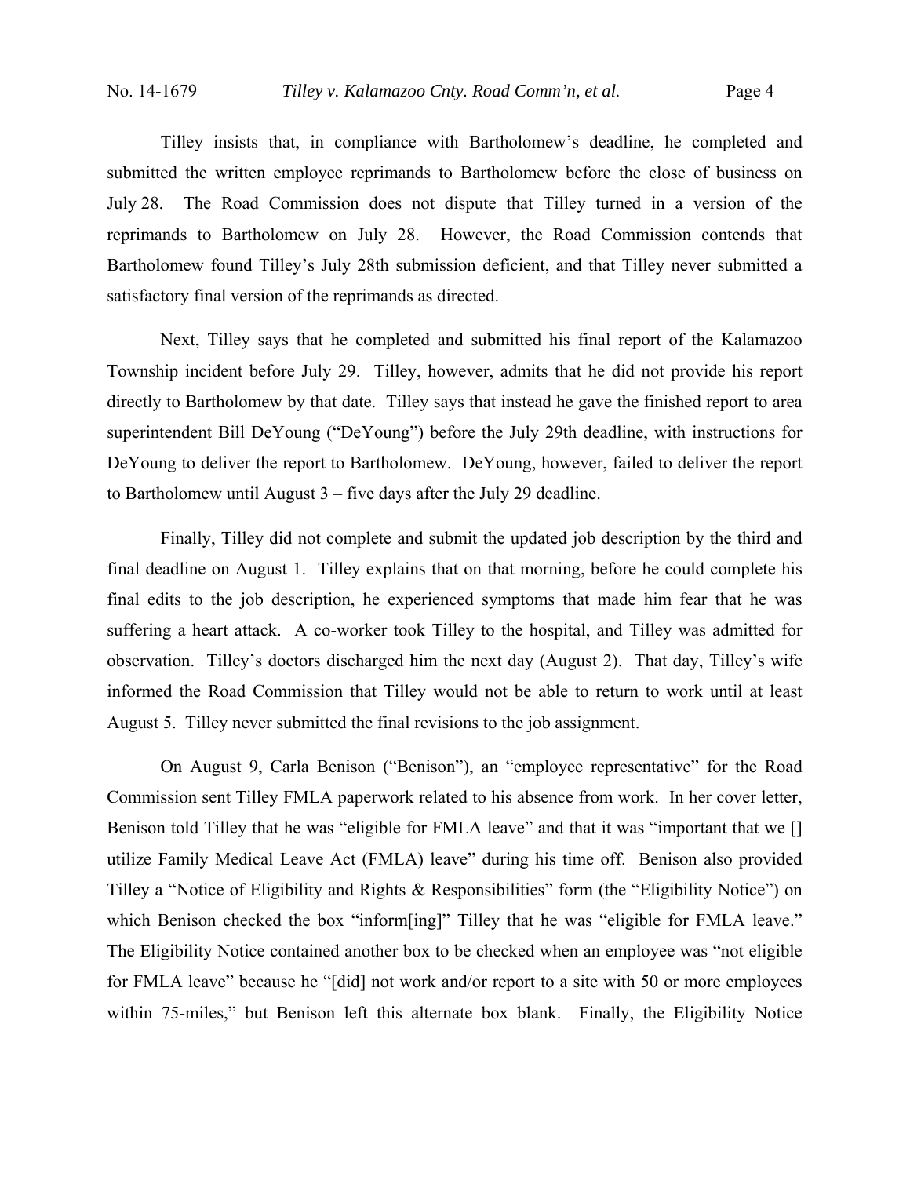Tilley insists that, in compliance with Bartholomew's deadline, he completed and submitted the written employee reprimands to Bartholomew before the close of business on July 28. The Road Commission does not dispute that Tilley turned in a version of the reprimands to Bartholomew on July 28. However, the Road Commission contends that Bartholomew found Tilley's July 28th submission deficient, and that Tilley never submitted a satisfactory final version of the reprimands as directed.

Next, Tilley says that he completed and submitted his final report of the Kalamazoo Township incident before July 29. Tilley, however, admits that he did not provide his report directly to Bartholomew by that date. Tilley says that instead he gave the finished report to area superintendent Bill DeYoung ("DeYoung") before the July 29th deadline, with instructions for DeYoung to deliver the report to Bartholomew. DeYoung, however, failed to deliver the report to Bartholomew until August 3 – five days after the July 29 deadline.

Finally, Tilley did not complete and submit the updated job description by the third and final deadline on August 1. Tilley explains that on that morning, before he could complete his final edits to the job description, he experienced symptoms that made him fear that he was suffering a heart attack. A co-worker took Tilley to the hospital, and Tilley was admitted for observation. Tilley's doctors discharged him the next day (August 2). That day, Tilley's wife informed the Road Commission that Tilley would not be able to return to work until at least August 5. Tilley never submitted the final revisions to the job assignment.

On August 9, Carla Benison ("Benison"), an "employee representative" for the Road Commission sent Tilley FMLA paperwork related to his absence from work. In her cover letter, Benison told Tilley that he was "eligible for FMLA leave" and that it was "important that we [] utilize Family Medical Leave Act (FMLA) leave" during his time off. Benison also provided Tilley a "Notice of Eligibility and Rights & Responsibilities" form (the "Eligibility Notice") on which Benison checked the box "inform[ing]" Tilley that he was "eligible for FMLA leave." The Eligibility Notice contained another box to be checked when an employee was "not eligible for FMLA leave" because he "[did] not work and/or report to a site with 50 or more employees within 75-miles," but Benison left this alternate box blank. Finally, the Eligibility Notice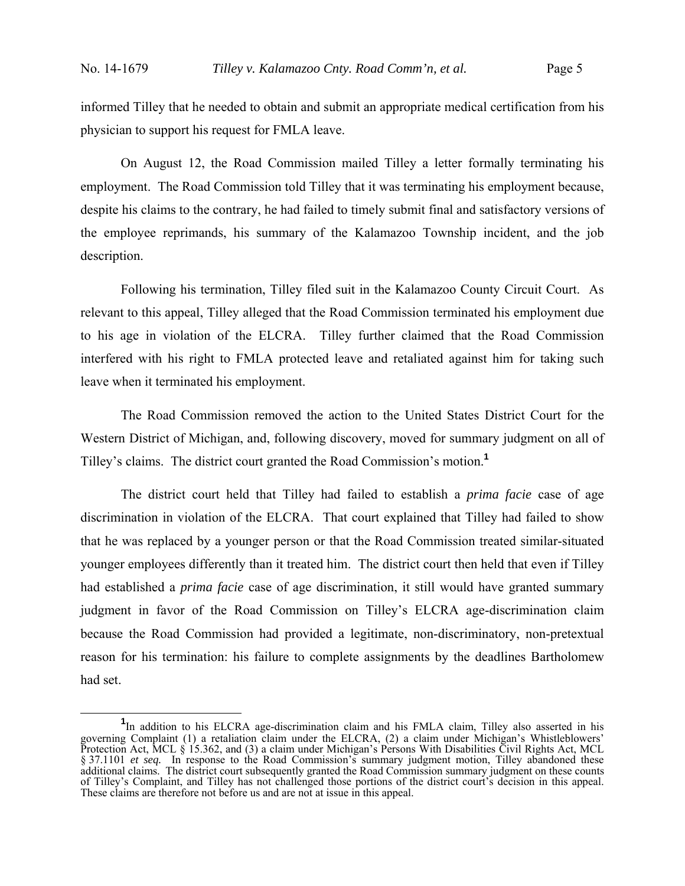informed Tilley that he needed to obtain and submit an appropriate medical certification from his physician to support his request for FMLA leave.

On August 12, the Road Commission mailed Tilley a letter formally terminating his employment. The Road Commission told Tilley that it was terminating his employment because, despite his claims to the contrary, he had failed to timely submit final and satisfactory versions of the employee reprimands, his summary of the Kalamazoo Township incident, and the job description.

Following his termination, Tilley filed suit in the Kalamazoo County Circuit Court. As relevant to this appeal, Tilley alleged that the Road Commission terminated his employment due to his age in violation of the ELCRA. Tilley further claimed that the Road Commission interfered with his right to FMLA protected leave and retaliated against him for taking such leave when it terminated his employment.

The Road Commission removed the action to the United States District Court for the Western District of Michigan, and, following discovery, moved for summary judgment on all of Tilley's claims. The district court granted the Road Commission's motion.[1]

The district court held that Tilley had failed to establish a *prima facie* case of age discrimination in violation of the ELCRA. That court explained that Tilley had failed to show that he was replaced by a younger person or that the Road Commission treated similar-situated younger employees differently than it treated him. The district court then held that even if Tilley had established a *prima facie* case of age discrimination, it still would have granted summary judgment in favor of the Road Commission on Tilley's ELCRA age-discrimination claim because the Road Commission had provided a legitimate, non-discriminatory, non-pretextual reason for his termination: his failure to complete assignments by the deadlines Bartholomew had set.

[1]In addition to his ELCRA age-discrimination claim and his FMLA claim, Tilley also asserted in his governing Complaint (1) a retaliation claim under the ELCRA, (2) a claim under Michigan's Whistleblowers' Protection Act, MCL § 15.362, and (3) a claim under Michigan's Persons With Disabilities Civil Rights Act, MCL § 37.1101 *et seq.* In response to the Road Commission's summary judgment motion, Tilley abandoned these additional claims. The district court subsequently granted the Road Commission summary judgment on these counts of Tilley's Complaint, and Tilley has not challenged those portions of the district court's decision in this appeal. These claims are therefore not before us and are not at issue in this appeal.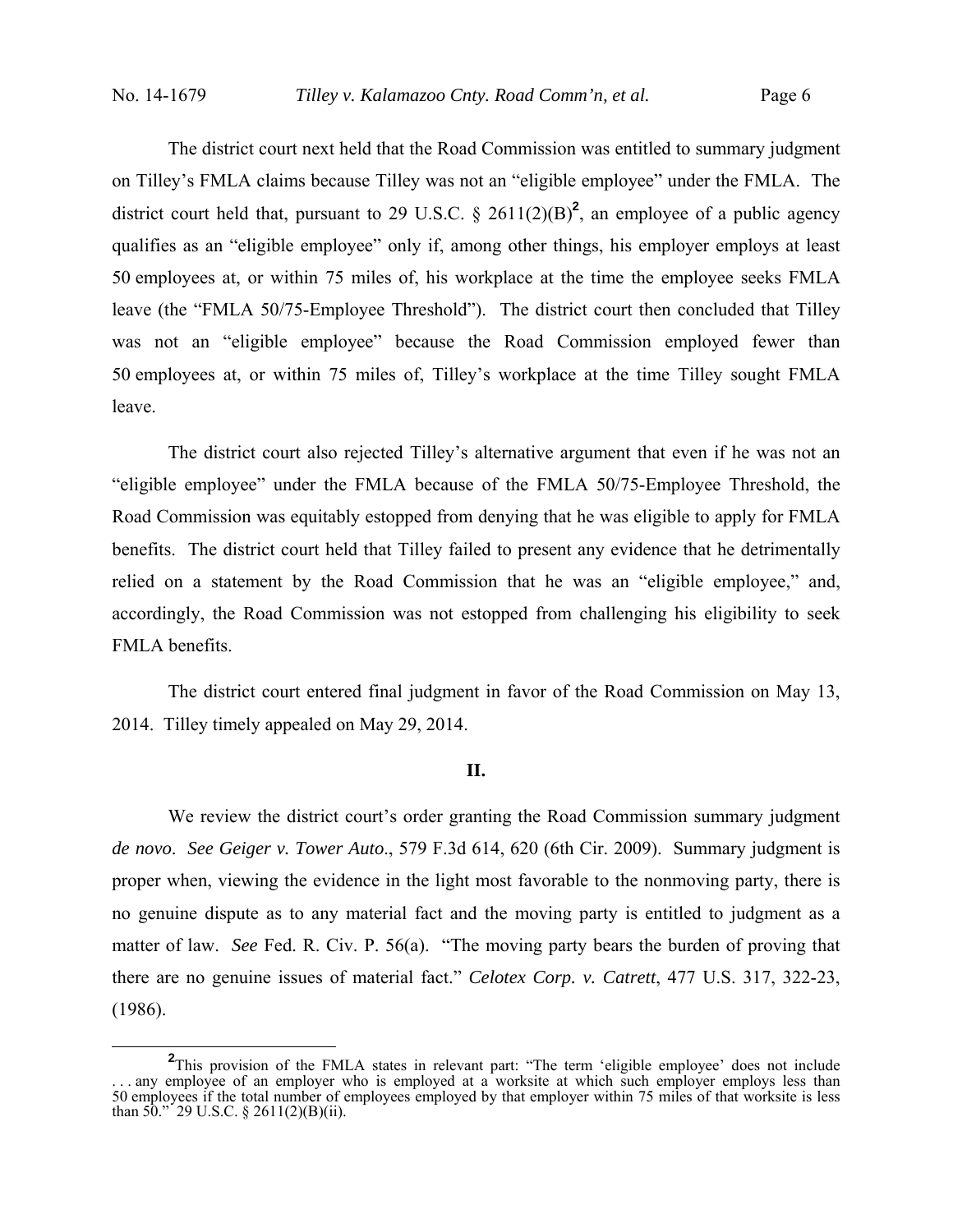The district court next held that the Road Commission was entitled to summary judgment on Tilley's FMLA claims because Tilley was not an "eligible employee" under the FMLA. The district court held that, pursuant to 29 U.S.C. § 2611(2)(B)[2], an employee of a public agency qualifies as an "eligible employee" only if, among other things, his employer employs at least 50 employees at, or within 75 miles of, his workplace at the time the employee seeks FMLA leave (the "FMLA 50/75-Employee Threshold"). The district court then concluded that Tilley was not an "eligible employee" because the Road Commission employed fewer than 50 employees at, or within 75 miles of, Tilley's workplace at the time Tilley sought FMLA leave.

The district court also rejected Tilley's alternative argument that even if he was not an "eligible employee" under the FMLA because of the FMLA 50/75-Employee Threshold, the Road Commission was equitably estopped from denying that he was eligible to apply for FMLA benefits. The district court held that Tilley failed to present any evidence that he detrimentally relied on a statement by the Road Commission that he was an "eligible employee," and, accordingly, the Road Commission was not estopped from challenging his eligibility to seek FMLA benefits.

The district court entered final judgment in favor of the Road Commission on May 13, 2014. Tilley timely appealed on May 29, 2014.

## II.

We review the district court's order granting the Road Commission summary judgment *de novo*. *See Geiger v. Tower Auto*., 579 F.3d 614, 620 (6th Cir. 2009). Summary judgment is proper when, viewing the evidence in the light most favorable to the nonmoving party, there is no genuine dispute as to any material fact and the moving party is entitled to judgment as a matter of law. *See* Fed. R. Civ. P. 56(a). "The moving party bears the burden of proving that there are no genuine issues of material fact." *Celotex Corp. v. Catrett*, 477 U.S. 317, 322-23, (1986).

---

[2]This provision of the FMLA states in relevant part: "The term 'eligible employee' does not include . . . any employee of an employer who is employed at a worksite at which such employer employs less than 50 employees if the total number of employees employed by that employer within 75 miles of that worksite is less than 50." 29 U.S.C. § 2611(2)(B)(ii).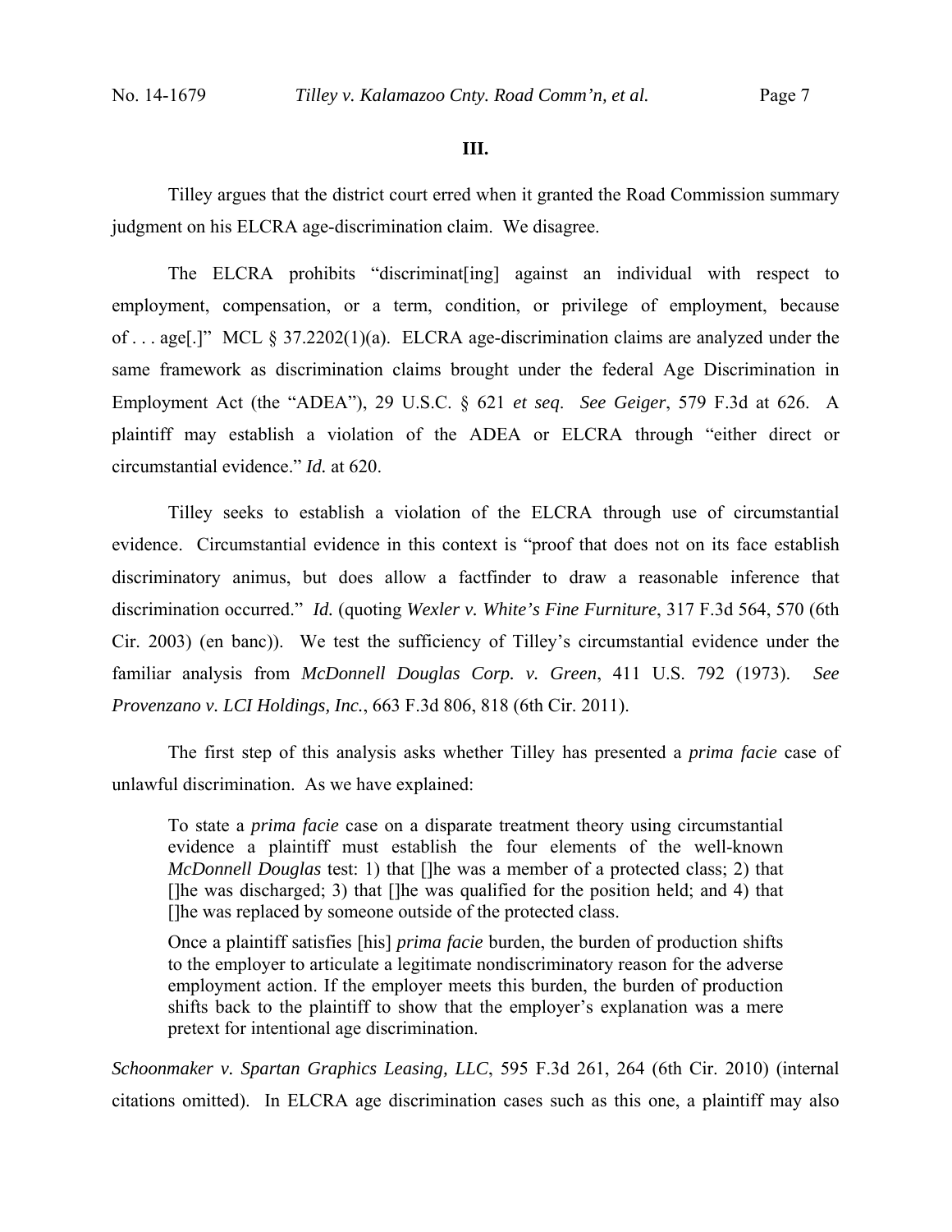### III.

Tilley argues that the district court erred when it granted the Road Commission summary judgment on his ELCRA age-discrimination claim. We disagree.

The ELCRA prohibits "discriminat[ing] against an individual with respect to employment, compensation, or a term, condition, or privilege of employment, because of . . . age[.]" MCL § 37.2202(1)(a). ELCRA age-discrimination claims are analyzed under the same framework as discrimination claims brought under the federal Age Discrimination in Employment Act (the "ADEA"), 29 U.S.C. § 621 *et seq*. *See Geiger*, 579 F.3d at 626. A plaintiff may establish a violation of the ADEA or ELCRA through "either direct or circumstantial evidence." *Id.* at 620.

Tilley seeks to establish a violation of the ELCRA through use of circumstantial evidence. Circumstantial evidence in this context is "proof that does not on its face establish discriminatory animus, but does allow a factfinder to draw a reasonable inference that discrimination occurred." *Id.* (quoting *Wexler v. White's Fine Furniture*, 317 F.3d 564, 570 (6th Cir. 2003) (en banc)). We test the sufficiency of Tilley's circumstantial evidence under the familiar analysis from *McDonnell Douglas Corp. v. Green*, 411 U.S. 792 (1973). *See Provenzano v. LCI Holdings, Inc.*, 663 F.3d 806, 818 (6th Cir. 2011).

The first step of this analysis asks whether Tilley has presented a *prima facie* case of unlawful discrimination. As we have explained:

> To state a *prima facie* case on a disparate treatment theory using circumstantial evidence a plaintiff must establish the four elements of the well-known *McDonnell Douglas* test: 1) that []he was a member of a protected class; 2) that []he was discharged; 3) that []he was qualified for the position held; and 4) that []he was replaced by someone outside of the protected class.
>
> Once a plaintiff satisfies [his] *prima facie* burden, the burden of production shifts to the employer to articulate a legitimate nondiscriminatory reason for the adverse employment action. If the employer meets this burden, the burden of production shifts back to the plaintiff to show that the employer's explanation was a mere pretext for intentional age discrimination.

*Schoonmaker v. Spartan Graphics Leasing, LLC*, 595 F.3d 261, 264 (6th Cir. 2010) (internal citations omitted). In ELCRA age discrimination cases such as this one, a plaintiff may also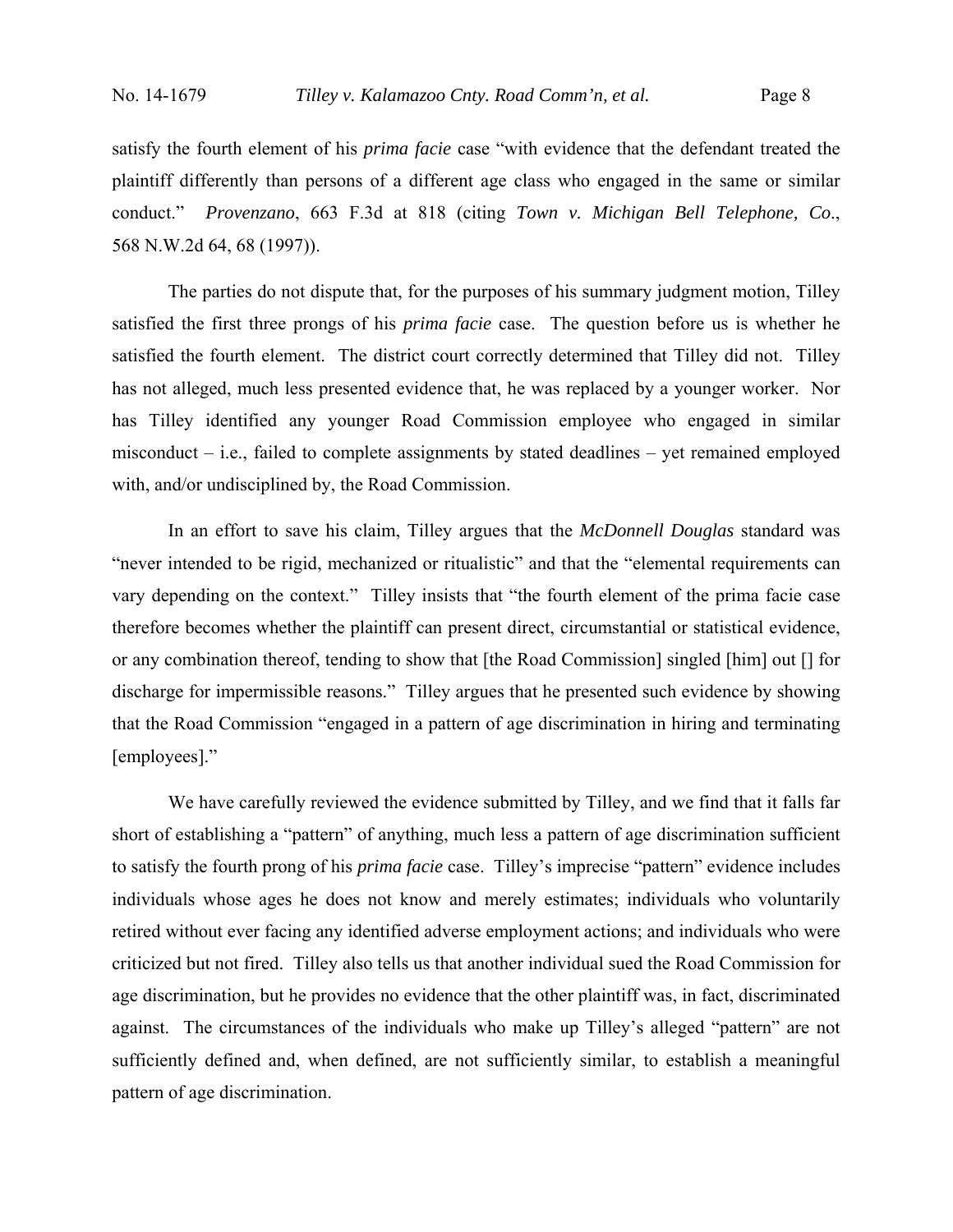satisfy the fourth element of his *prima facie* case "with evidence that the defendant treated the plaintiff differently than persons of a different age class who engaged in the same or similar conduct." *Provenzano*, 663 F.3d at 818 (citing *Town v. Michigan Bell Telephone, Co*., 568 N.W.2d 64, 68 (1997)).

The parties do not dispute that, for the purposes of his summary judgment motion, Tilley satisfied the first three prongs of his *prima facie* case. The question before us is whether he satisfied the fourth element. The district court correctly determined that Tilley did not. Tilley has not alleged, much less presented evidence that, he was replaced by a younger worker. Nor has Tilley identified any younger Road Commission employee who engaged in similar misconduct – i.e., failed to complete assignments by stated deadlines – yet remained employed with, and/or undisciplined by, the Road Commission.

In an effort to save his claim, Tilley argues that the *McDonnell Douglas* standard was "never intended to be rigid, mechanized or ritualistic" and that the "elemental requirements can vary depending on the context." Tilley insists that "the fourth element of the prima facie case therefore becomes whether the plaintiff can present direct, circumstantial or statistical evidence, or any combination thereof, tending to show that [the Road Commission] singled [him] out [] for discharge for impermissible reasons." Tilley argues that he presented such evidence by showing that the Road Commission "engaged in a pattern of age discrimination in hiring and terminating [employees]."

We have carefully reviewed the evidence submitted by Tilley, and we find that it falls far short of establishing a "pattern" of anything, much less a pattern of age discrimination sufficient to satisfy the fourth prong of his *prima facie* case. Tilley's imprecise "pattern" evidence includes individuals whose ages he does not know and merely estimates; individuals who voluntarily retired without ever facing any identified adverse employment actions; and individuals who were criticized but not fired. Tilley also tells us that another individual sued the Road Commission for age discrimination, but he provides no evidence that the other plaintiff was, in fact, discriminated against. The circumstances of the individuals who make up Tilley's alleged "pattern" are not sufficiently defined and, when defined, are not sufficiently similar, to establish a meaningful pattern of age discrimination.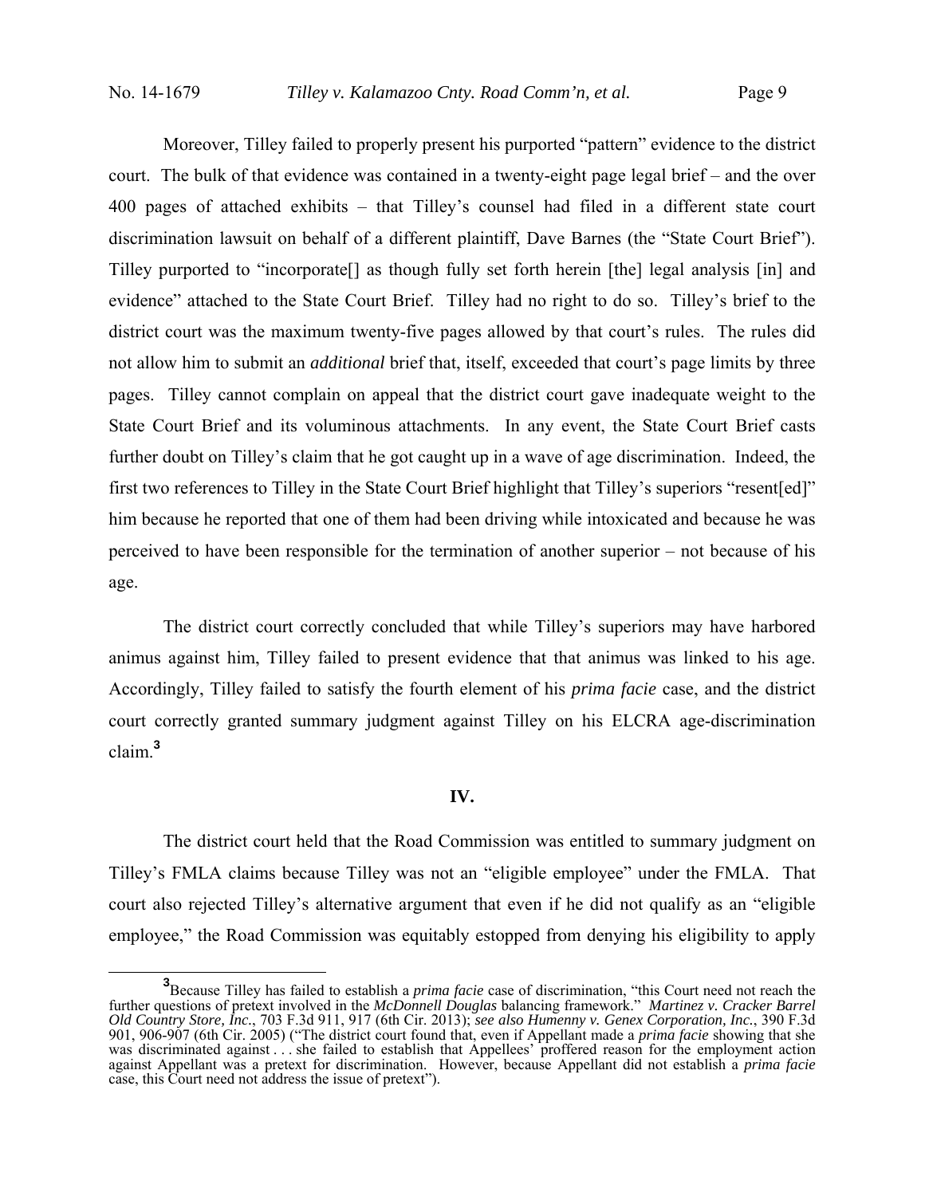Moreover, Tilley failed to properly present his purported "pattern" evidence to the district court. The bulk of that evidence was contained in a twenty-eight page legal brief – and the over 400 pages of attached exhibits – that Tilley's counsel had filed in a different state court discrimination lawsuit on behalf of a different plaintiff, Dave Barnes (the "State Court Brief"). Tilley purported to "incorporate[] as though fully set forth herein [the] legal analysis [in] and evidence" attached to the State Court Brief. Tilley had no right to do so. Tilley's brief to the district court was the maximum twenty-five pages allowed by that court's rules. The rules did not allow him to submit an *additional* brief that, itself, exceeded that court's page limits by three pages. Tilley cannot complain on appeal that the district court gave inadequate weight to the State Court Brief and its voluminous attachments. In any event, the State Court Brief casts further doubt on Tilley's claim that he got caught up in a wave of age discrimination. Indeed, the first two references to Tilley in the State Court Brief highlight that Tilley's superiors "resent[ed]" him because he reported that one of them had been driving while intoxicated and because he was perceived to have been responsible for the termination of another superior – not because of his age.

The district court correctly concluded that while Tilley's superiors may have harbored animus against him, Tilley failed to present evidence that that animus was linked to his age. Accordingly, Tilley failed to satisfy the fourth element of his *prima facie* case, and the district court correctly granted summary judgment against Tilley on his ELCRA age-discrimination claim.[3]

## IV.

The district court held that the Road Commission was entitled to summary judgment on Tilley's FMLA claims because Tilley was not an "eligible employee" under the FMLA. That court also rejected Tilley's alternative argument that even if he did not qualify as an "eligible employee," the Road Commission was equitably estopped from denying his eligibility to apply

---

[3] Because Tilley has failed to establish a *prima facie* case of discrimination, "this Court need not reach the further questions of pretext involved in the *McDonnell Douglas* balancing framework." *Martinez v. Cracker Barrel Old Country Store, Inc.*, 703 F.3d 911, 917 (6th Cir. 2013); *see also Humenny v. Genex Corporation, Inc.*, 390 F.3d 901, 906-907 (6th Cir. 2005) ("The district court found that, even if Appellant made a *prima facie* showing that she was discriminated against . . . she failed to establish that Appellees' proffered reason for the employment action against Appellant was a pretext for discrimination. However, because Appellant did not establish a *prima facie* case, this Court need not address the issue of pretext").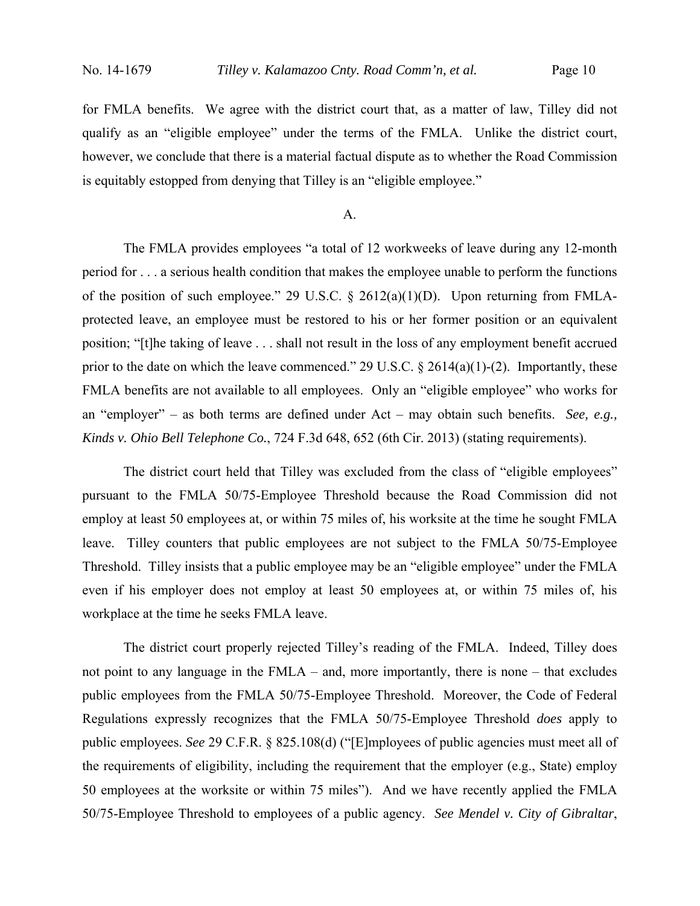for FMLA benefits. We agree with the district court that, as a matter of law, Tilley did not qualify as an "eligible employee" under the terms of the FMLA. Unlike the district court, however, we conclude that there is a material factual dispute as to whether the Road Commission is equitably estopped from denying that Tilley is an "eligible employee."

A.

The FMLA provides employees "a total of 12 workweeks of leave during any 12-month period for . . . a serious health condition that makes the employee unable to perform the functions of the position of such employee." 29 U.S.C. § 2612(a)(1)(D). Upon returning from FMLA-protected leave, an employee must be restored to his or her former position or an equivalent position; "[t]he taking of leave . . . shall not result in the loss of any employment benefit accrued prior to the date on which the leave commenced." 29 U.S.C. § 2614(a)(1)-(2). Importantly, these FMLA benefits are not available to all employees. Only an "eligible employee" who works for an "employer" – as both terms are defined under Act – may obtain such benefits. *See, e.g., Kinds v. Ohio Bell Telephone Co.*, 724 F.3d 648, 652 (6th Cir. 2013) (stating requirements).

The district court held that Tilley was excluded from the class of "eligible employees" pursuant to the FMLA 50/75-Employee Threshold because the Road Commission did not employ at least 50 employees at, or within 75 miles of, his worksite at the time he sought FMLA leave. Tilley counters that public employees are not subject to the FMLA 50/75-Employee Threshold. Tilley insists that a public employee may be an "eligible employee" under the FMLA even if his employer does not employ at least 50 employees at, or within 75 miles of, his workplace at the time he seeks FMLA leave.

The district court properly rejected Tilley's reading of the FMLA. Indeed, Tilley does not point to any language in the FMLA – and, more importantly, there is none – that excludes public employees from the FMLA 50/75-Employee Threshold. Moreover, the Code of Federal Regulations expressly recognizes that the FMLA 50/75-Employee Threshold *does* apply to public employees. *See* 29 C.F.R. § 825.108(d) ("[E]mployees of public agencies must meet all of the requirements of eligibility, including the requirement that the employer (e.g., State) employ 50 employees at the worksite or within 75 miles"). And we have recently applied the FMLA 50/75-Employee Threshold to employees of a public agency. *See Mendel v. City of Gibraltar*,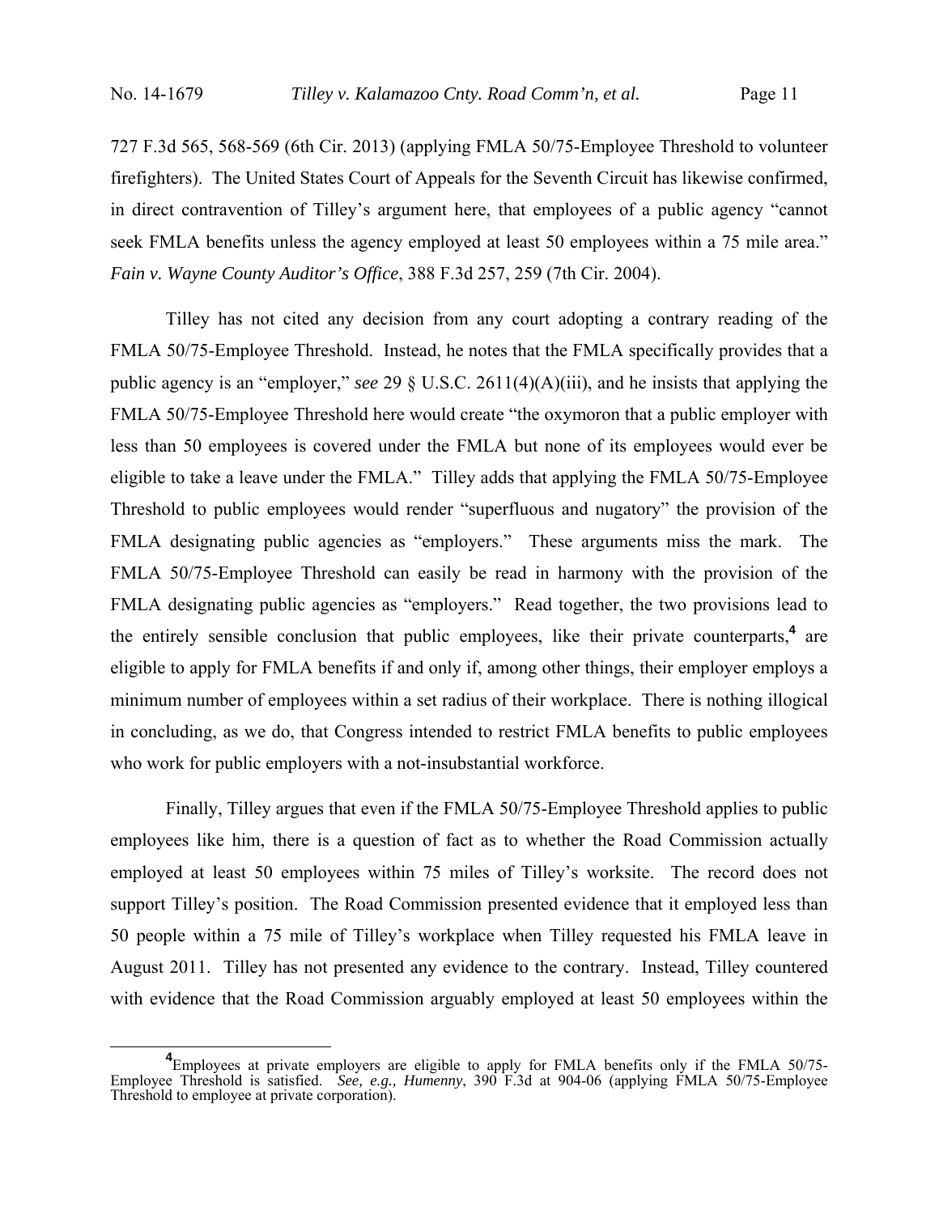727 F.3d 565, 568-569 (6th Cir. 2013) (applying FMLA 50/75-Employee Threshold to volunteer firefighters). The United States Court of Appeals for the Seventh Circuit has likewise confirmed, in direct contravention of Tilley's argument here, that employees of a public agency "cannot seek FMLA benefits unless the agency employed at least 50 employees within a 75 mile area." *Fain v. Wayne County Auditor's Office*, 388 F.3d 257, 259 (7th Cir. 2004).

Tilley has not cited any decision from any court adopting a contrary reading of the FMLA 50/75-Employee Threshold. Instead, he notes that the FMLA specifically provides that a public agency is an "employer," *see* 29 § U.S.C. 2611(4)(A)(iii), and he insists that applying the FMLA 50/75-Employee Threshold here would create "the oxymoron that a public employer with less than 50 employees is covered under the FMLA but none of its employees would ever be eligible to take a leave under the FMLA." Tilley adds that applying the FMLA 50/75-Employee Threshold to public employees would render "superfluous and nugatory" the provision of the FMLA designating public agencies as "employers." These arguments miss the mark. The FMLA 50/75-Employee Threshold can easily be read in harmony with the provision of the FMLA designating public agencies as "employers." Read together, the two provisions lead to the entirely sensible conclusion that public employees, like their private counterparts,[4] are eligible to apply for FMLA benefits if and only if, among other things, their employer employs a minimum number of employees within a set radius of their workplace. There is nothing illogical in concluding, as we do, that Congress intended to restrict FMLA benefits to public employees who work for public employers with a not-insubstantial workforce.

Finally, Tilley argues that even if the FMLA 50/75-Employee Threshold applies to public employees like him, there is a question of fact as to whether the Road Commission actually employed at least 50 employees within 75 miles of Tilley's worksite. The record does not support Tilley's position. The Road Commission presented evidence that it employed less than 50 people within a 75 mile of Tilley's workplace when Tilley requested his FMLA leave in August 2011. Tilley has not presented any evidence to the contrary. Instead, Tilley countered with evidence that the Road Commission arguably employed at least 50 employees within the

[4] Employees at private employers are eligible to apply for FMLA benefits only if the FMLA 50/75-Employee Threshold is satisfied. *See, e.g., Humenny*, 390 F.3d at 904-06 (applying FMLA 50/75-Employee Threshold to employee at private corporation).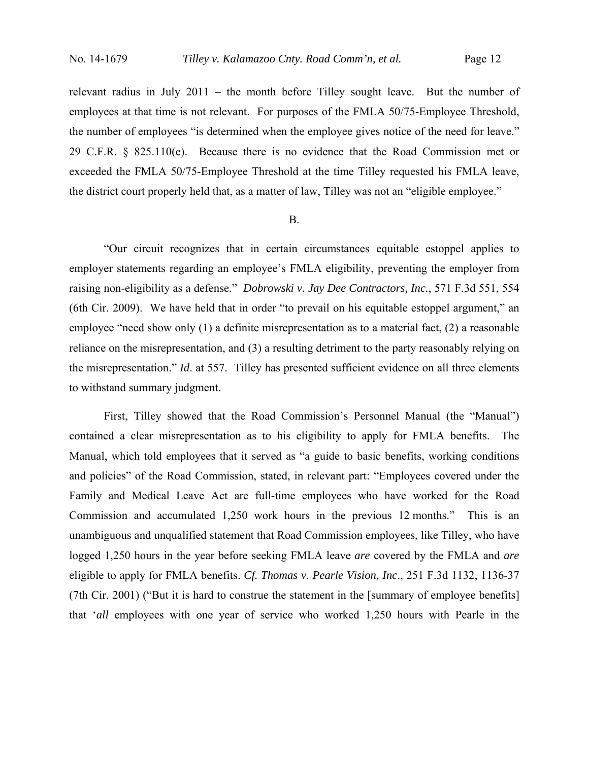relevant radius in July 2011 – the month before Tilley sought leave. But the number of employees at that time is not relevant. For purposes of the FMLA 50/75-Employee Threshold, the number of employees "is determined when the employee gives notice of the need for leave." 29 C.F.R. § 825.110(e). Because there is no evidence that the Road Commission met or exceeded the FMLA 50/75-Employee Threshold at the time Tilley requested his FMLA leave, the district court properly held that, as a matter of law, Tilley was not an "eligible employee."

B.

"Our circuit recognizes that in certain circumstances equitable estoppel applies to employer statements regarding an employee's FMLA eligibility, preventing the employer from raising non-eligibility as a defense." *Dobrowski v. Jay Dee Contractors, Inc.*, 571 F.3d 551, 554 (6th Cir. 2009). We have held that in order "to prevail on his equitable estoppel argument," an employee "need show only (1) a definite misrepresentation as to a material fact, (2) a reasonable reliance on the misrepresentation, and (3) a resulting detriment to the party reasonably relying on the misrepresentation." *Id*. at 557. Tilley has presented sufficient evidence on all three elements to withstand summary judgment.

First, Tilley showed that the Road Commission's Personnel Manual (the "Manual") contained a clear misrepresentation as to his eligibility to apply for FMLA benefits. The Manual, which told employees that it served as "a guide to basic benefits, working conditions and policies" of the Road Commission, stated, in relevant part: "Employees covered under the Family and Medical Leave Act are full-time employees who have worked for the Road Commission and accumulated 1,250 work hours in the previous 12 months." This is an unambiguous and unqualified statement that Road Commission employees, like Tilley, who have logged 1,250 hours in the year before seeking FMLA leave *are* covered by the FMLA and *are* eligible to apply for FMLA benefits. *Cf. Thomas v. Pearle Vision, Inc*., 251 F.3d 1132, 1136-37 (7th Cir. 2001) ("But it is hard to construe the statement in the [summary of employee benefits] that '*all* employees with one year of service who worked 1,250 hours with Pearle in the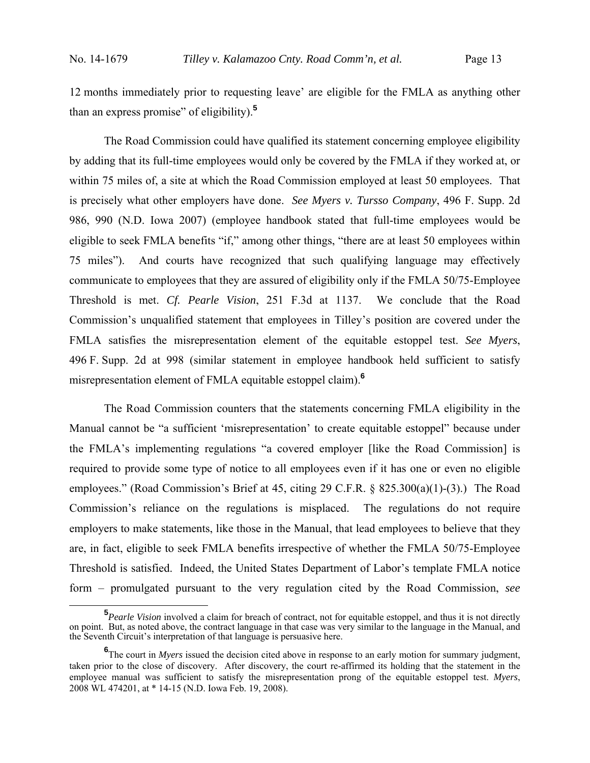12 months immediately prior to requesting leave' are eligible for the FMLA as anything other than an express promise" of eligibility).[5]

The Road Commission could have qualified its statement concerning employee eligibility by adding that its full-time employees would only be covered by the FMLA if they worked at, or within 75 miles of, a site at which the Road Commission employed at least 50 employees. That is precisely what other employers have done. *See Myers v. Tursso Company*, 496 F. Supp. 2d 986, 990 (N.D. Iowa 2007) (employee handbook stated that full-time employees would be eligible to seek FMLA benefits "if," among other things, "there are at least 50 employees within 75 miles"). And courts have recognized that such qualifying language may effectively communicate to employees that they are assured of eligibility only if the FMLA 50/75-Employee Threshold is met. *Cf. Pearle Vision*, 251 F.3d at 1137. We conclude that the Road Commission's unqualified statement that employees in Tilley's position are covered under the FMLA satisfies the misrepresentation element of the equitable estoppel test. *See Myers*, 496 F. Supp. 2d at 998 (similar statement in employee handbook held sufficient to satisfy misrepresentation element of FMLA equitable estoppel claim).[6]

The Road Commission counters that the statements concerning FMLA eligibility in the Manual cannot be "a sufficient 'misrepresentation' to create equitable estoppel" because under the FMLA's implementing regulations "a covered employer [like the Road Commission] is required to provide some type of notice to all employees even if it has one or even no eligible employees." (Road Commission's Brief at 45, citing 29 C.F.R. § 825.300(a)(1)-(3).) The Road Commission's reliance on the regulations is misplaced. The regulations do not require employers to make statements, like those in the Manual, that lead employees to believe that they are, in fact, eligible to seek FMLA benefits irrespective of whether the FMLA 50/75-Employee Threshold is satisfied. Indeed, the United States Department of Labor's template FMLA notice form – promulgated pursuant to the very regulation cited by the Road Commission, *see*

---

[5] *Pearle Vision* involved a claim for breach of contract, not for equitable estoppel, and thus it is not directly on point. But, as noted above, the contract language in that case was very similar to the language in the Manual, and the Seventh Circuit's interpretation of that language is persuasive here.

[6] The court in *Myers* issued the decision cited above in response to an early motion for summary judgment, taken prior to the close of discovery. After discovery, the court re-affirmed its holding that the statement in the employee manual was sufficient to satisfy the misrepresentation prong of the equitable estoppel test. *Myers*, 2008 WL 474201, at * 14-15 (N.D. Iowa Feb. 19, 2008).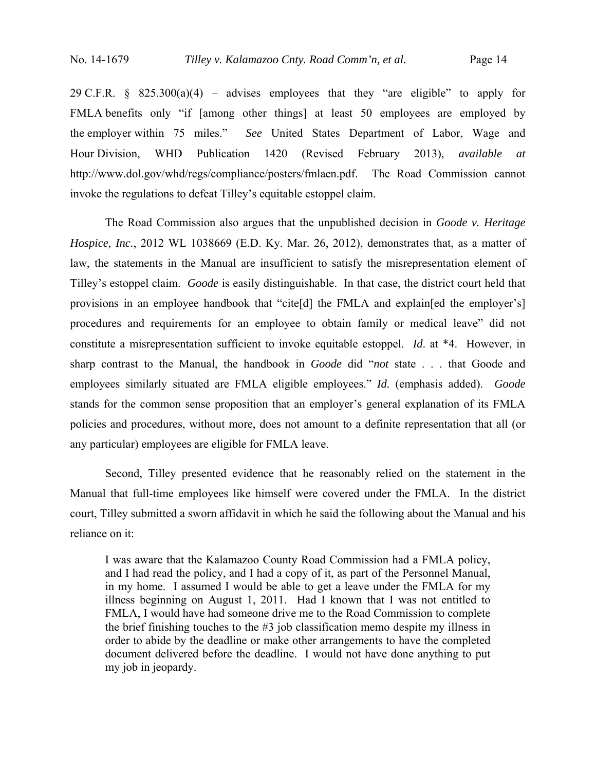29 C.F.R. § 825.300(a)(4) – advises employees that they "are eligible" to apply for FMLA benefits only "if [among other things] at least 50 employees are employed by the employer within 75 miles." *See* United States Department of Labor, Wage and Hour Division, WHD Publication 1420 (Revised February 2013), *available at* http://www.dol.gov/whd/regs/compliance/posters/fmlaen.pdf. The Road Commission cannot invoke the regulations to defeat Tilley's equitable estoppel claim.

The Road Commission also argues that the unpublished decision in *Goode v. Heritage Hospice, Inc.*, 2012 WL 1038669 (E.D. Ky. Mar. 26, 2012), demonstrates that, as a matter of law, the statements in the Manual are insufficient to satisfy the misrepresentation element of Tilley's estoppel claim. *Goode* is easily distinguishable. In that case, the district court held that provisions in an employee handbook that "cite[d] the FMLA and explain[ed the employer's] procedures and requirements for an employee to obtain family or medical leave" did not constitute a misrepresentation sufficient to invoke equitable estoppel. *Id*. at \*4. However, in sharp contrast to the Manual, the handbook in *Goode* did "*not* state . . . that Goode and employees similarly situated are FMLA eligible employees." *Id.* (emphasis added). *Goode* stands for the common sense proposition that an employer's general explanation of its FMLA policies and procedures, without more, does not amount to a definite representation that all (or any particular) employees are eligible for FMLA leave.

Second, Tilley presented evidence that he reasonably relied on the statement in the Manual that full-time employees like himself were covered under the FMLA. In the district court, Tilley submitted a sworn affidavit in which he said the following about the Manual and his reliance on it:

> I was aware that the Kalamazoo County Road Commission had a FMLA policy, and I had read the policy, and I had a copy of it, as part of the Personnel Manual, in my home. I assumed I would be able to get a leave under the FMLA for my illness beginning on August 1, 2011. Had I known that I was not entitled to FMLA, I would have had someone drive me to the Road Commission to complete the brief finishing touches to the #3 job classification memo despite my illness in order to abide by the deadline or make other arrangements to have the completed document delivered before the deadline. I would not have done anything to put my job in jeopardy.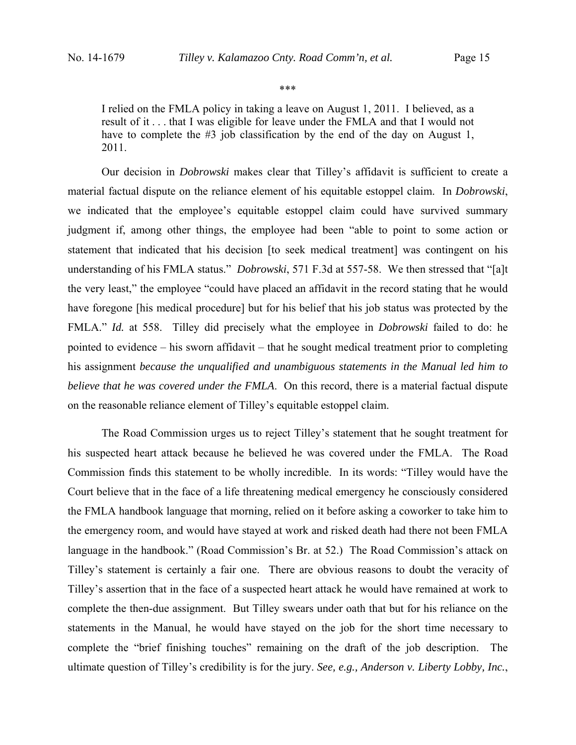\*\*\*

> I relied on the FMLA policy in taking a leave on August 1, 2011. I believed, as a result of it . . . that I was eligible for leave under the FMLA and that I would not have to complete the #3 job classification by the end of the day on August 1, 2011.

Our decision in *Dobrowski* makes clear that Tilley's affidavit is sufficient to create a material factual dispute on the reliance element of his equitable estoppel claim. In *Dobrowski*, we indicated that the employee's equitable estoppel claim could have survived summary judgment if, among other things, the employee had been "able to point to some action or statement that indicated that his decision [to seek medical treatment] was contingent on his understanding of his FMLA status." *Dobrowski*, 571 F.3d at 557-58. We then stressed that "[a]t the very least," the employee "could have placed an affidavit in the record stating that he would have foregone [his medical procedure] but for his belief that his job status was protected by the FMLA." *Id.* at 558. Tilley did precisely what the employee in *Dobrowski* failed to do: he pointed to evidence – his sworn affidavit – that he sought medical treatment prior to completing his assignment *because the unqualified and unambiguous statements in the Manual led him to believe that he was covered under the FMLA*. On this record, there is a material factual dispute on the reasonable reliance element of Tilley's equitable estoppel claim.

The Road Commission urges us to reject Tilley's statement that he sought treatment for his suspected heart attack because he believed he was covered under the FMLA. The Road Commission finds this statement to be wholly incredible. In its words: "Tilley would have the Court believe that in the face of a life threatening medical emergency he consciously considered the FMLA handbook language that morning, relied on it before asking a coworker to take him to the emergency room, and would have stayed at work and risked death had there not been FMLA language in the handbook." (Road Commission's Br. at 52.) The Road Commission's attack on Tilley's statement is certainly a fair one. There are obvious reasons to doubt the veracity of Tilley's assertion that in the face of a suspected heart attack he would have remained at work to complete the then-due assignment. But Tilley swears under oath that but for his reliance on the statements in the Manual, he would have stayed on the job for the short time necessary to complete the "brief finishing touches" remaining on the draft of the job description. The ultimate question of Tilley's credibility is for the jury. *See, e.g., Anderson v. Liberty Lobby, Inc.*,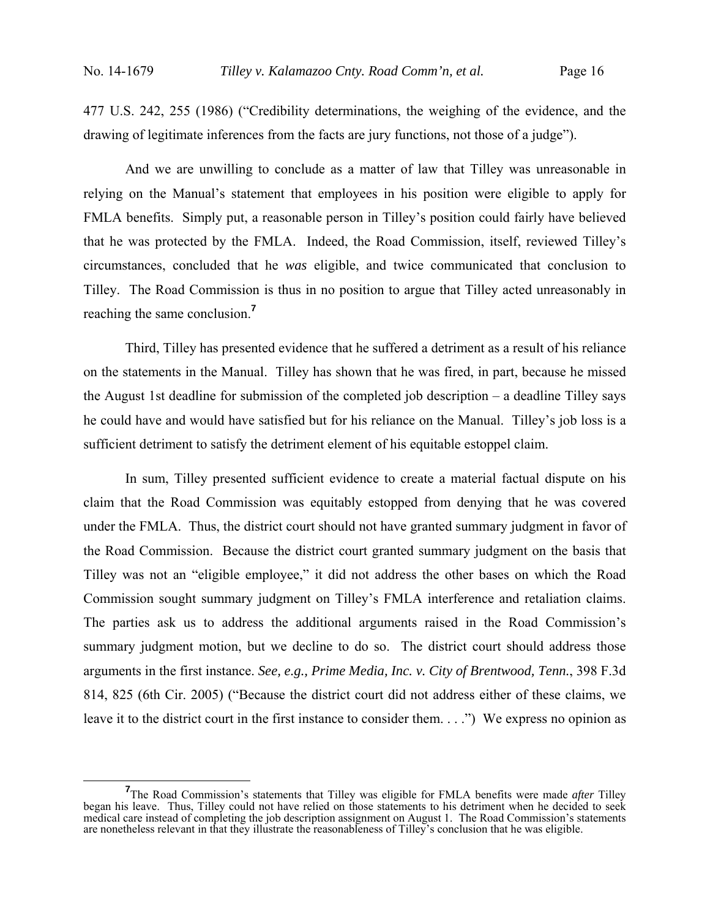477 U.S. 242, 255 (1986) ("Credibility determinations, the weighing of the evidence, and the drawing of legitimate inferences from the facts are jury functions, not those of a judge").

And we are unwilling to conclude as a matter of law that Tilley was unreasonable in relying on the Manual's statement that employees in his position were eligible to apply for FMLA benefits. Simply put, a reasonable person in Tilley's position could fairly have believed that he was protected by the FMLA. Indeed, the Road Commission, itself, reviewed Tilley's circumstances, concluded that he *was* eligible, and twice communicated that conclusion to Tilley. The Road Commission is thus in no position to argue that Tilley acted unreasonably in reaching the same conclusion.[7]

Third, Tilley has presented evidence that he suffered a detriment as a result of his reliance on the statements in the Manual. Tilley has shown that he was fired, in part, because he missed the August 1st deadline for submission of the completed job description – a deadline Tilley says he could have and would have satisfied but for his reliance on the Manual. Tilley's job loss is a sufficient detriment to satisfy the detriment element of his equitable estoppel claim.

In sum, Tilley presented sufficient evidence to create a material factual dispute on his claim that the Road Commission was equitably estopped from denying that he was covered under the FMLA. Thus, the district court should not have granted summary judgment in favor of the Road Commission. Because the district court granted summary judgment on the basis that Tilley was not an "eligible employee," it did not address the other bases on which the Road Commission sought summary judgment on Tilley's FMLA interference and retaliation claims. The parties ask us to address the additional arguments raised in the Road Commission's summary judgment motion, but we decline to do so. The district court should address those arguments in the first instance. *See, e.g., Prime Media, Inc. v. City of Brentwood, Tenn.*, 398 F.3d 814, 825 (6th Cir. 2005) ("Because the district court did not address either of these claims, we leave it to the district court in the first instance to consider them. . . .") We express no opinion as

[7] The Road Commission's statements that Tilley was eligible for FMLA benefits were made *after* Tilley began his leave. Thus, Tilley could not have relied on those statements to his detriment when he decided to seek medical care instead of completing the job description assignment on August 1. The Road Commission's statements are nonetheless relevant in that they illustrate the reasonableness of Tilley's conclusion that he was eligible.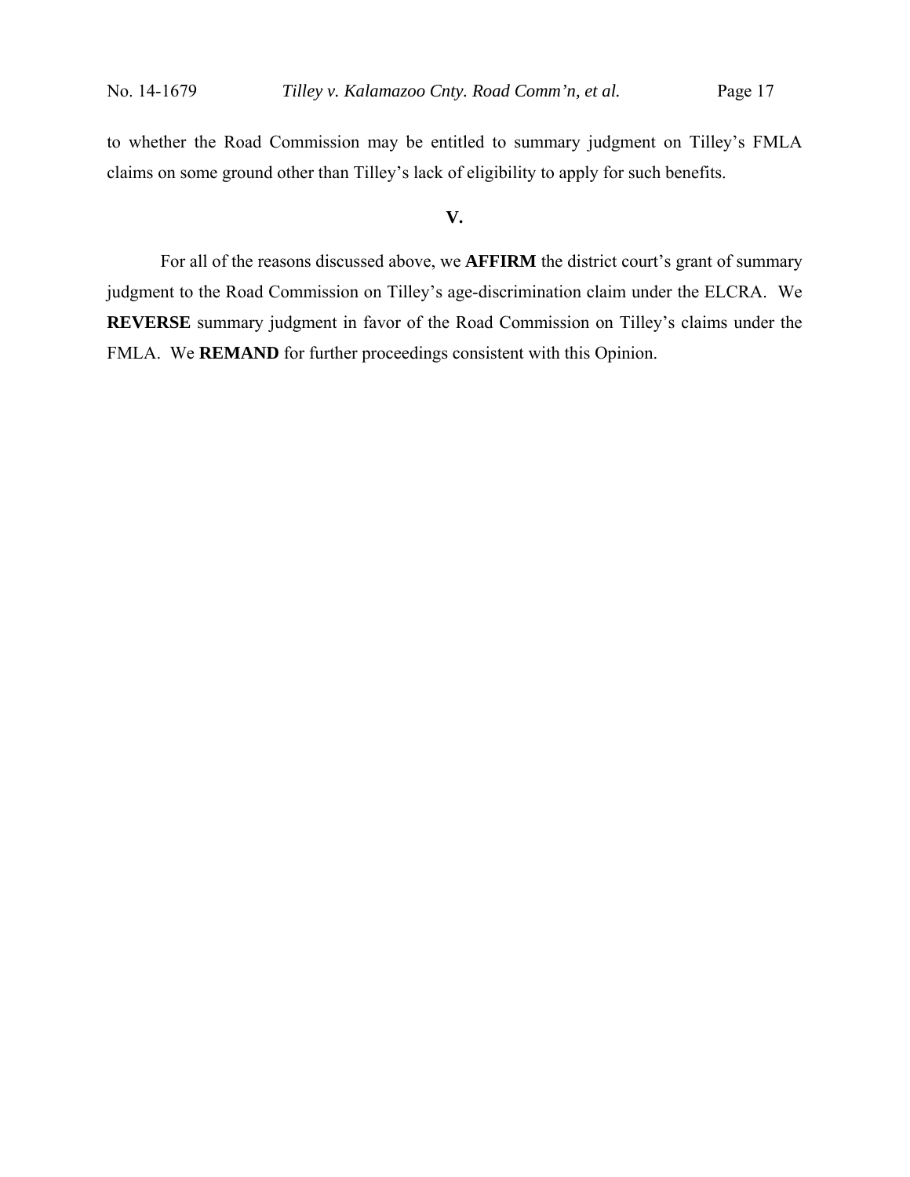to whether the Road Commission may be entitled to summary judgment on Tilley's FMLA claims on some ground other than Tilley's lack of eligibility to apply for such benefits.

## V.

For all of the reasons discussed above, we **AFFIRM** the district court's grant of summary judgment to the Road Commission on Tilley's age-discrimination claim under the ELCRA. We **REVERSE** summary judgment in favor of the Road Commission on Tilley's claims under the FMLA. We **REMAND** for further proceedings consistent with this Opinion.